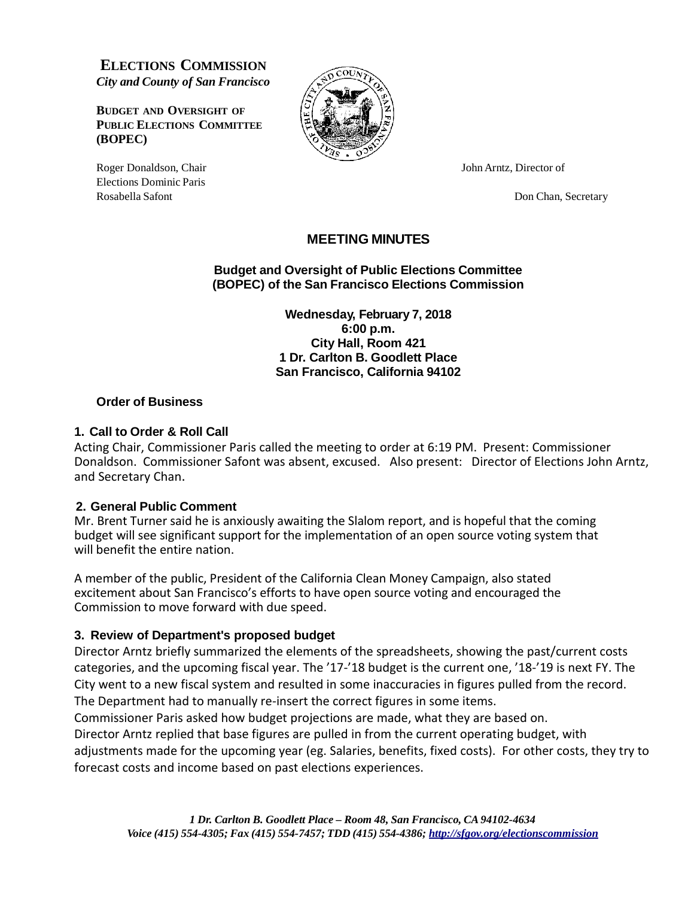**ELECTIONS COMMISSION**
*City and County of San Francisco*

**BUDGET AND OVERSIGHT OF PUBLIC ELECTIONS COMMITTEE (BOPEC)**

Roger Donaldson, Chair
Elections Dominic Paris
Rosabella Safont

John Arntz, Director of

Don Chan, Secretary

## MEETING MINUTES

### Budget and Oversight of Public Elections Committee (BOPEC) of the San Francisco Elections Commission

**Wednesday, February 7, 2018**
**6:00 p.m.**
**City Hall, Room 421**
**1 Dr. Carlton B. Goodlett Place**
**San Francisco, California 94102**

### Order of Business

#### 1. Call to Order & Roll Call

Acting Chair, Commissioner Paris called the meeting to order at 6:19 PM. Present: Commissioner Donaldson. Commissioner Safont was absent, excused. Also present: Director of Elections John Arntz, and Secretary Chan.

#### 2. General Public Comment

Mr. Brent Turner said he is anxiously awaiting the Slalom report, and is hopeful that the coming budget will see significant support for the implementation of an open source voting system that will benefit the entire nation.

A member of the public, President of the California Clean Money Campaign, also stated excitement about San Francisco's efforts to have open source voting and encouraged the Commission to move forward with due speed.

#### 3. Review of Department's proposed budget

Director Arntz briefly summarized the elements of the spreadsheets, showing the past/current costs categories, and the upcoming fiscal year. The '17-'18 budget is the current one, '18-'19 is next FY. The City went to a new fiscal system and resulted in some inaccuracies in figures pulled from the record. The Department had to manually re-insert the correct figures in some items.

Commissioner Paris asked how budget projections are made, what they are based on.

Director Arntz replied that base figures are pulled in from the current operating budget, with adjustments made for the upcoming year (eg. Salaries, benefits, fixed costs). For other costs, they try to forecast costs and income based on past elections experiences.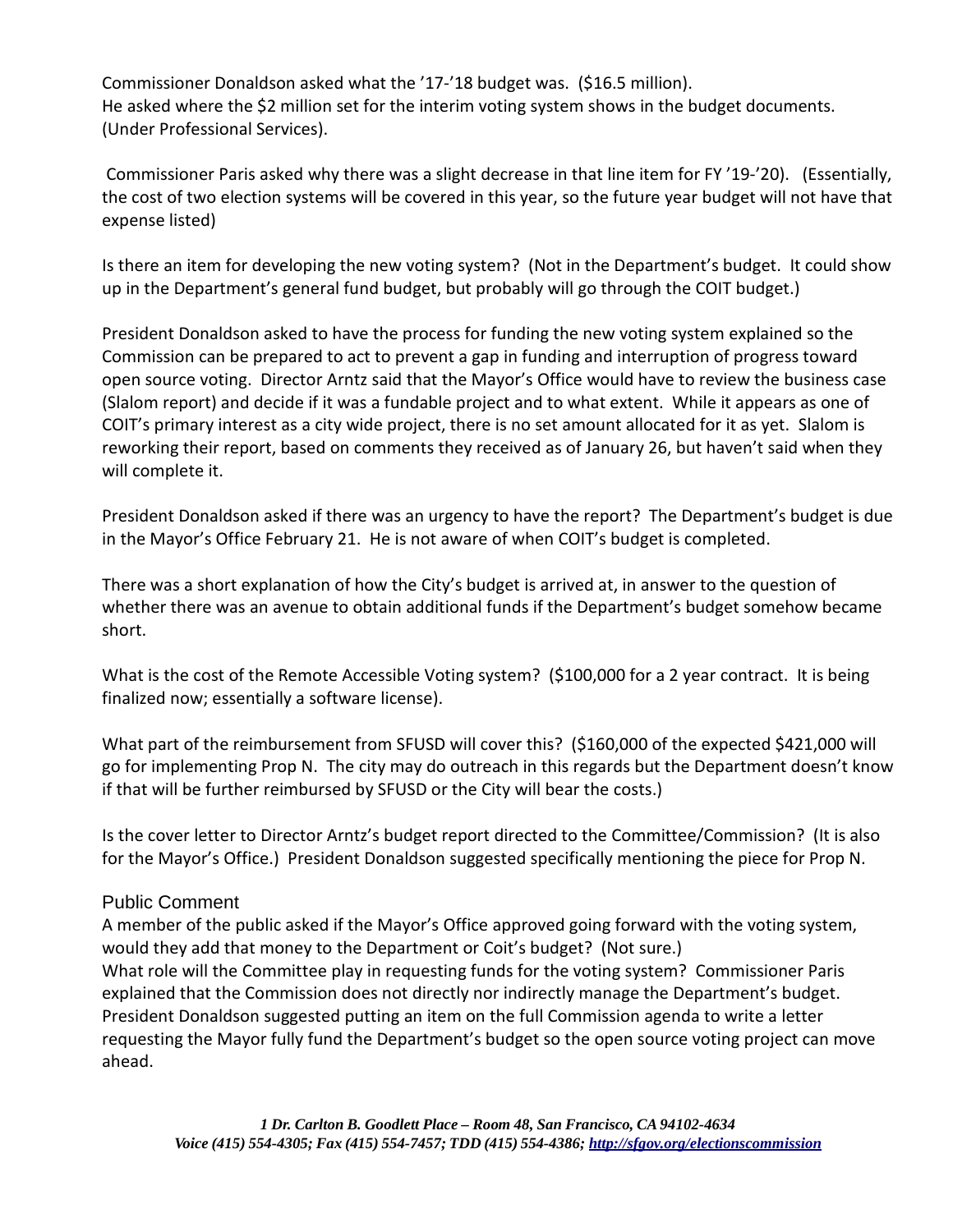Commissioner Donaldson asked what the '17-'18 budget was. ($16.5 million).
He asked where the $2 million set for the interim voting system shows in the budget documents. (Under Professional Services).

Commissioner Paris asked why there was a slight decrease in that line item for FY '19-'20). (Essentially, the cost of two election systems will be covered in this year, so the future year budget will not have that expense listed)

Is there an item for developing the new voting system? (Not in the Department's budget. It could show up in the Department's general fund budget, but probably will go through the COIT budget.)

President Donaldson asked to have the process for funding the new voting system explained so the Commission can be prepared to act to prevent a gap in funding and interruption of progress toward open source voting. Director Arntz said that the Mayor's Office would have to review the business case (Slalom report) and decide if it was a fundable project and to what extent. While it appears as one of COIT's primary interest as a city wide project, there is no set amount allocated for it as yet. Slalom is reworking their report, based on comments they received as of January 26, but haven't said when they will complete it.

President Donaldson asked if there was an urgency to have the report? The Department's budget is due in the Mayor's Office February 21. He is not aware of when COIT's budget is completed.

There was a short explanation of how the City's budget is arrived at, in answer to the question of whether there was an avenue to obtain additional funds if the Department's budget somehow became short.

What is the cost of the Remote Accessible Voting system? ($100,000 for a 2 year contract. It is being finalized now; essentially a software license).

What part of the reimbursement from SFUSD will cover this? ($160,000 of the expected $421,000 will go for implementing Prop N. The city may do outreach in this regards but the Department doesn't know if that will be further reimbursed by SFUSD or the City will bear the costs.)

Is the cover letter to Director Arntz's budget report directed to the Committee/Commission? (It is also for the Mayor's Office.) President Donaldson suggested specifically mentioning the piece for Prop N.

## Public Comment

A member of the public asked if the Mayor's Office approved going forward with the voting system, would they add that money to the Department or Coit's budget? (Not sure.)
What role will the Committee play in requesting funds for the voting system? Commissioner Paris explained that the Commission does not directly nor indirectly manage the Department's budget. President Donaldson suggested putting an item on the full Commission agenda to write a letter requesting the Mayor fully fund the Department's budget so the open source voting project can move ahead.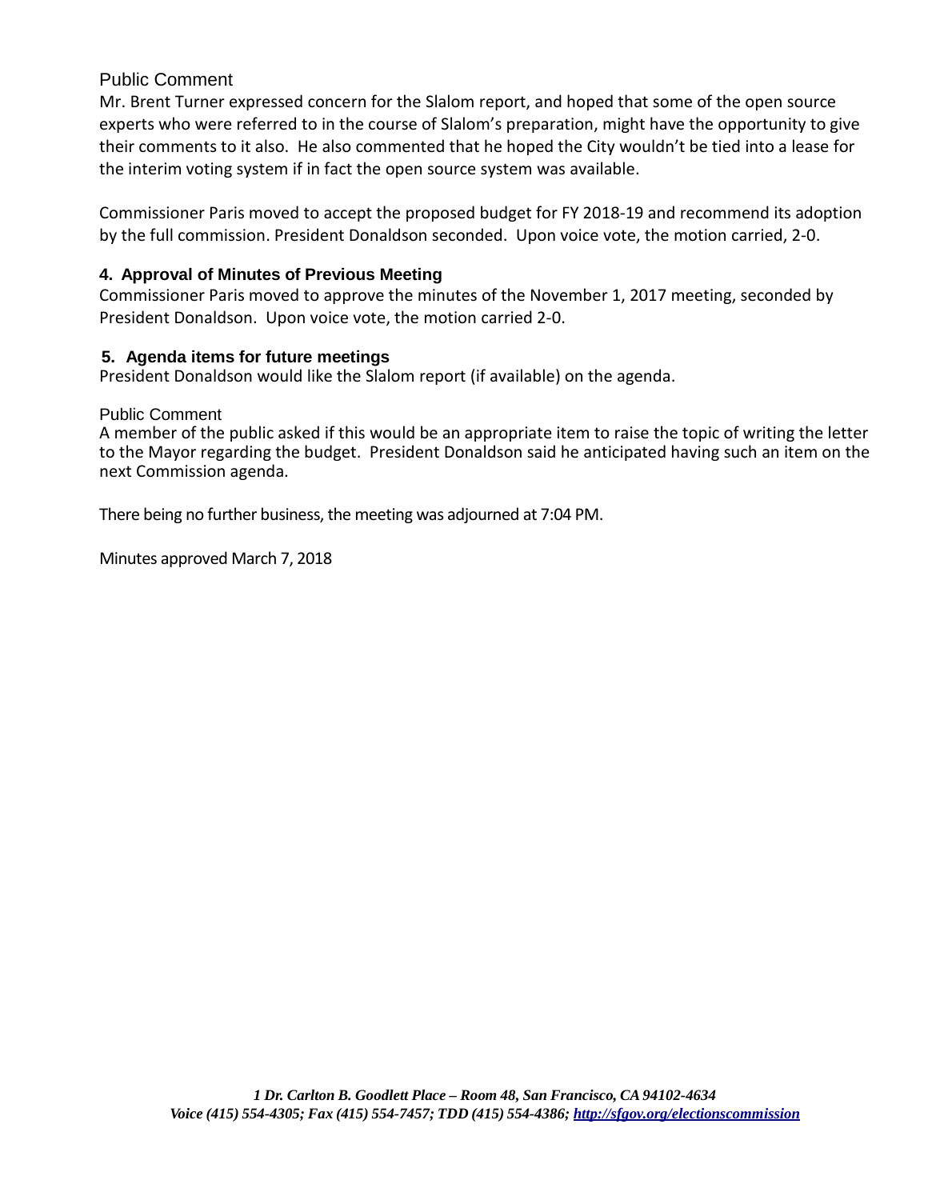Public Comment

Mr. Brent Turner expressed concern for the Slalom report, and hoped that some of the open source experts who were referred to in the course of Slalom's preparation, might have the opportunity to give their comments to it also. He also commented that he hoped the City wouldn't be tied into a lease for the interim voting system if in fact the open source system was available.

Commissioner Paris moved to accept the proposed budget for FY 2018-19 and recommend its adoption by the full commission. President Donaldson seconded. Upon voice vote, the motion carried, 2-0.

### 4. Approval of Minutes of Previous Meeting

Commissioner Paris moved to approve the minutes of the November 1, 2017 meeting, seconded by President Donaldson. Upon voice vote, the motion carried 2-0.

### 5. Agenda items for future meetings

President Donaldson would like the Slalom report (if available) on the agenda.

Public Comment

A member of the public asked if this would be an appropriate item to raise the topic of writing the letter to the Mayor regarding the budget. President Donaldson said he anticipated having such an item on the next Commission agenda.

There being no further business, the meeting was adjourned at 7:04 PM.

Minutes approved March 7, 2018